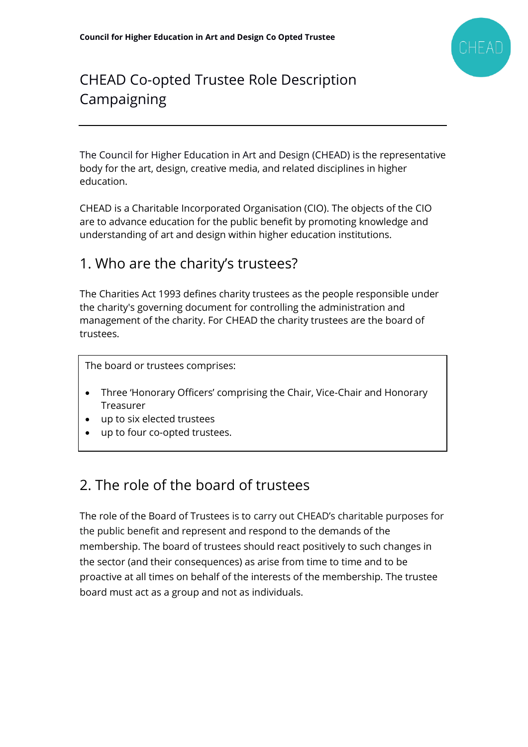# CHEAD Co-opted Trustee Role Description Campaigning

The Council for Higher Education in Art and Design (CHEAD) is the representative body for the art, design, creative media, and related disciplines in higher education.

CHEAD is a Charitable Incorporated Organisation (CIO). The objects of the CIO are to advance education for the public benefit by promoting knowledge and understanding of art and design within higher education institutions.

## 1. Who are the charity's trustees?

The Charities Act 1993 defines charity trustees as the people responsible under the charity's governing document for controlling the administration and management of the charity. For CHEAD the charity trustees are the board of trustees.

The board or trustees comprises:

- Three 'Honorary Officers' comprising the Chair, Vice-Chair and Honorary Treasurer
- up to six elected trustees
- up to four co-opted trustees.

## 2. The role of the board of trustees

The role of the Board of Trustees is to carry out CHEAD's charitable purposes for the public benefit and represent and respond to the demands of the membership. The board of trustees should react positively to such changes in the sector (and their consequences) as arise from time to time and to be proactive at all times on behalf of the interests of the membership. The trustee board must act as a group and not as individuals.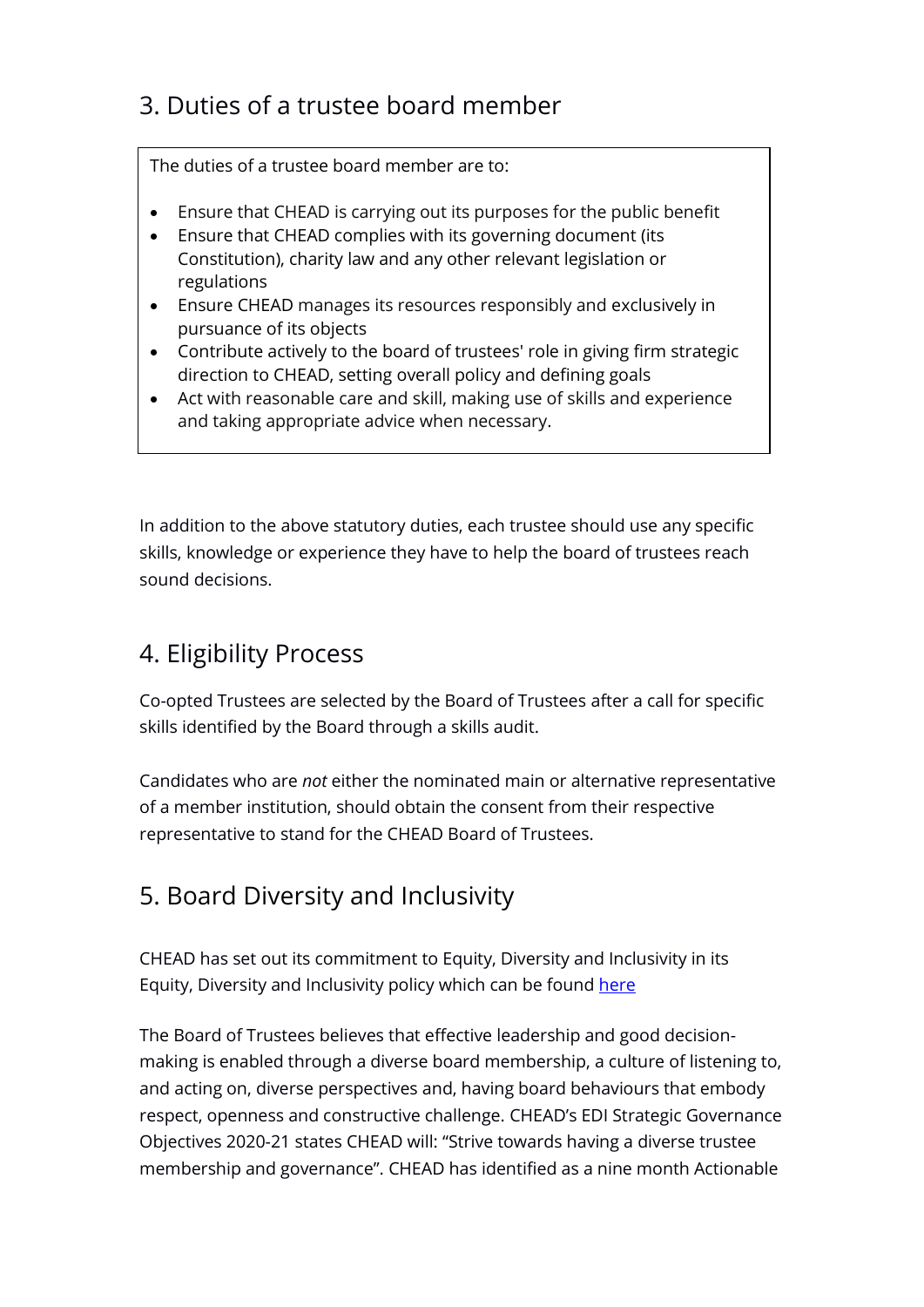## 3. Duties of a trustee board member

The duties of a trustee board member are to:

- Ensure that CHEAD is carrying out its purposes for the public benefit
- Ensure that CHEAD complies with its governing document (its Constitution), charity law and any other relevant legislation or regulations
- Ensure CHEAD manages its resources responsibly and exclusively in pursuance of its objects
- Contribute actively to the board of trustees' role in giving firm strategic direction to CHEAD, setting overall policy and defining goals
- Act with reasonable care and skill, making use of skills and experience and taking appropriate advice when necessary.

In addition to the above statutory duties, each trustee should use any specific skills, knowledge or experience they have to help the board of trustees reach sound decisions.

## 4. Eligibility Process

Co-opted Trustees are selected by the Board of Trustees after a call for specific skills identified by the Board through a skills audit.

Candidates who are *not* either the nominated main or alternative representative of a member institution, should obtain the consent from their respective representative to stand for the CHEAD Board of Trustees.

## 5. Board Diversity and Inclusivity

CHEAD has set out its commitment to Equity, Diversity and Inclusivity in its Equity, Diversity and Inclusivity policy which can be found [here]()

The Board of Trustees believes that effective leadership and good decision-making is enabled through a diverse board membership, a culture of listening to, and acting on, diverse perspectives and, having board behaviours that embody respect, openness and constructive challenge. CHEAD's EDI Strategic Governance Objectives 2020-21 states CHEAD will: "Strive towards having a diverse trustee membership and governance". CHEAD has identified as a nine month Actionable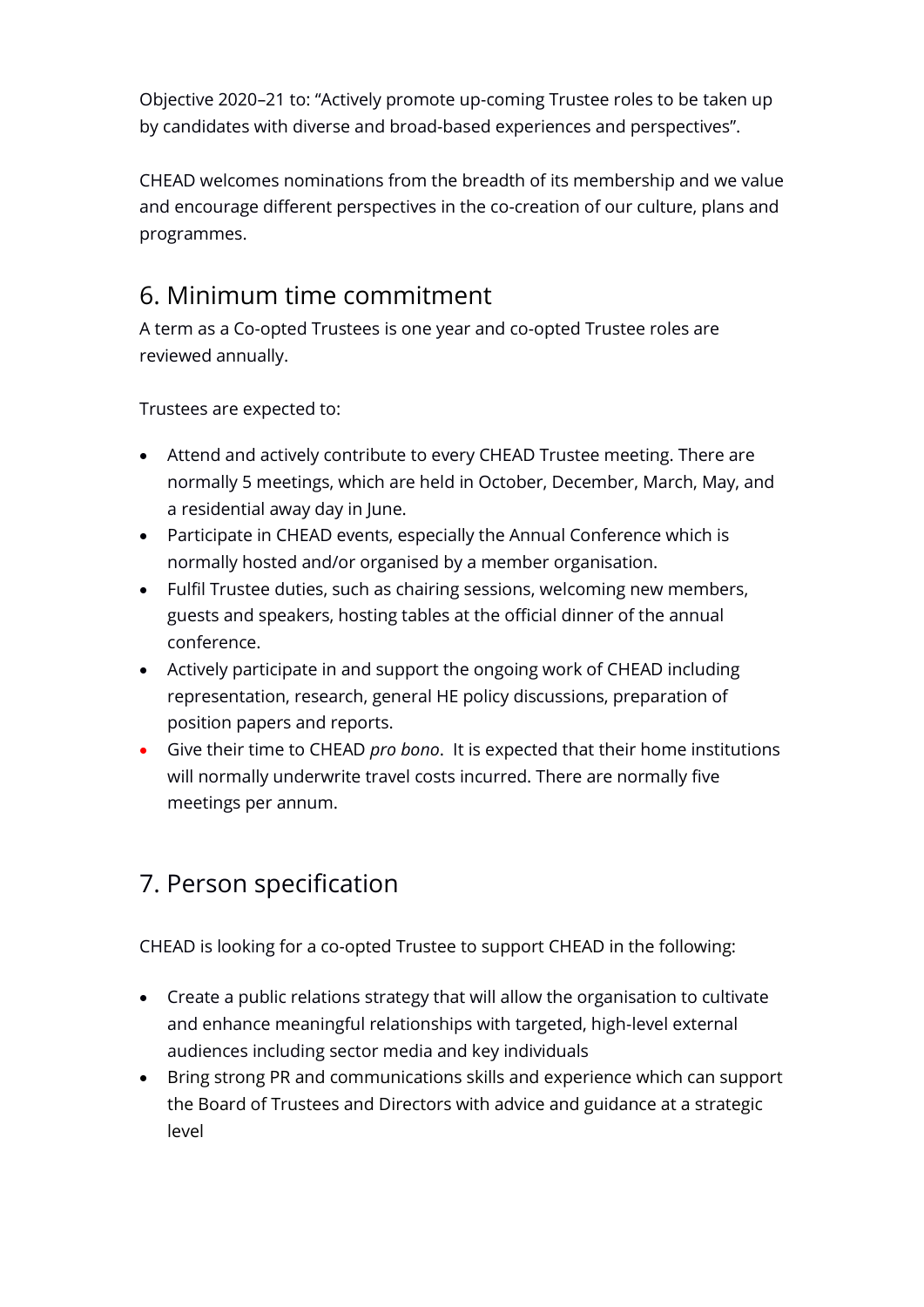Objective 2020–21 to: "Actively promote up-coming Trustee roles to be taken up by candidates with diverse and broad-based experiences and perspectives".

CHEAD welcomes nominations from the breadth of its membership and we value and encourage different perspectives in the co-creation of our culture, plans and programmes.

## 6. Minimum time commitment

A term as a Co-opted Trustees is one year and co-opted Trustee roles are reviewed annually.

Trustees are expected to:

- Attend and actively contribute to every CHEAD Trustee meeting. There are normally 5 meetings, which are held in October, December, March, May, and a residential away day in June.
- Participate in CHEAD events, especially the Annual Conference which is normally hosted and/or organised by a member organisation.
- Fulfil Trustee duties, such as chairing sessions, welcoming new members, guests and speakers, hosting tables at the official dinner of the annual conference.
- Actively participate in and support the ongoing work of CHEAD including representation, research, general HE policy discussions, preparation of position papers and reports.
- Give their time to CHEAD *pro bono*. It is expected that their home institutions will normally underwrite travel costs incurred. There are normally five meetings per annum.

## 7. Person specification

CHEAD is looking for a co-opted Trustee to support CHEAD in the following:

- Create a public relations strategy that will allow the organisation to cultivate and enhance meaningful relationships with targeted, high-level external audiences including sector media and key individuals
- Bring strong PR and communications skills and experience which can support the Board of Trustees and Directors with advice and guidance at a strategic level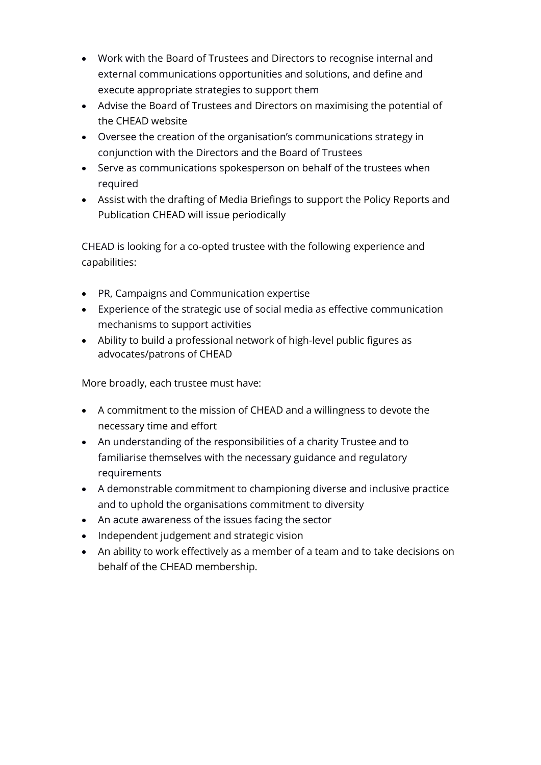- Work with the Board of Trustees and Directors to recognise internal and external communications opportunities and solutions, and define and execute appropriate strategies to support them
- Advise the Board of Trustees and Directors on maximising the potential of the CHEAD website
- Oversee the creation of the organisation's communications strategy in conjunction with the Directors and the Board of Trustees
- Serve as communications spokesperson on behalf of the trustees when required
- Assist with the drafting of Media Briefings to support the Policy Reports and Publication CHEAD will issue periodically

CHEAD is looking for a co-opted trustee with the following experience and capabilities:

- PR, Campaigns and Communication expertise
- Experience of the strategic use of social media as effective communication mechanisms to support activities
- Ability to build a professional network of high-level public figures as advocates/patrons of CHEAD

More broadly, each trustee must have:

- A commitment to the mission of CHEAD and a willingness to devote the necessary time and effort
- An understanding of the responsibilities of a charity Trustee and to familiarise themselves with the necessary guidance and regulatory requirements
- A demonstrable commitment to championing diverse and inclusive practice and to uphold the organisations commitment to diversity
- An acute awareness of the issues facing the sector
- Independent judgement and strategic vision
- An ability to work effectively as a member of a team and to take decisions on behalf of the CHEAD membership.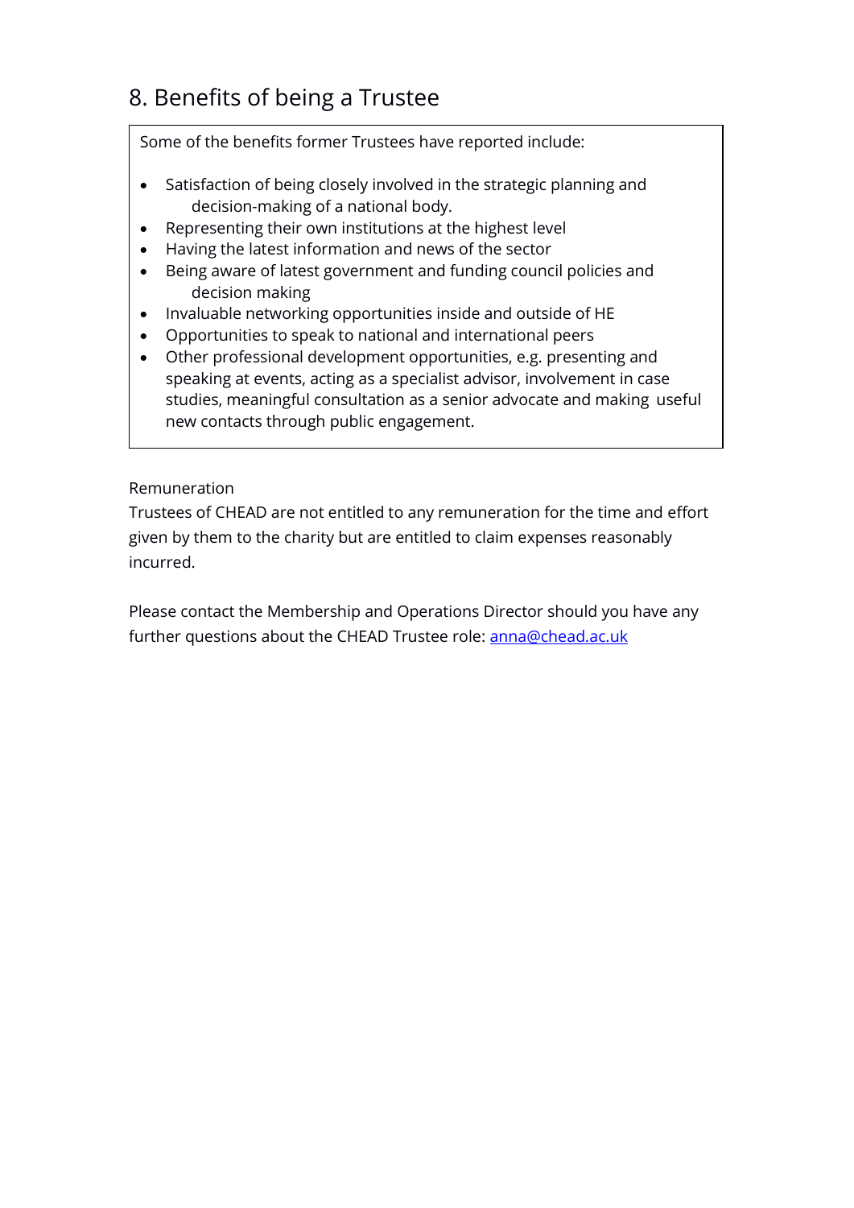## 8. Benefits of being a Trustee

Some of the benefits former Trustees have reported include:

- Satisfaction of being closely involved in the strategic planning and decision-making of a national body.
- Representing their own institutions at the highest level
- Having the latest information and news of the sector
- Being aware of latest government and funding council policies and decision making
- Invaluable networking opportunities inside and outside of HE
- Opportunities to speak to national and international peers
- Other professional development opportunities, e.g. presenting and speaking at events, acting as a specialist advisor, involvement in case studies, meaningful consultation as a senior advocate and making useful new contacts through public engagement.

Remuneration

Trustees of CHEAD are not entitled to any remuneration for the time and effort given by them to the charity but are entitled to claim expenses reasonably incurred.

Please contact the Membership and Operations Director should you have any further questions about the CHEAD Trustee role: anna@chead.ac.uk